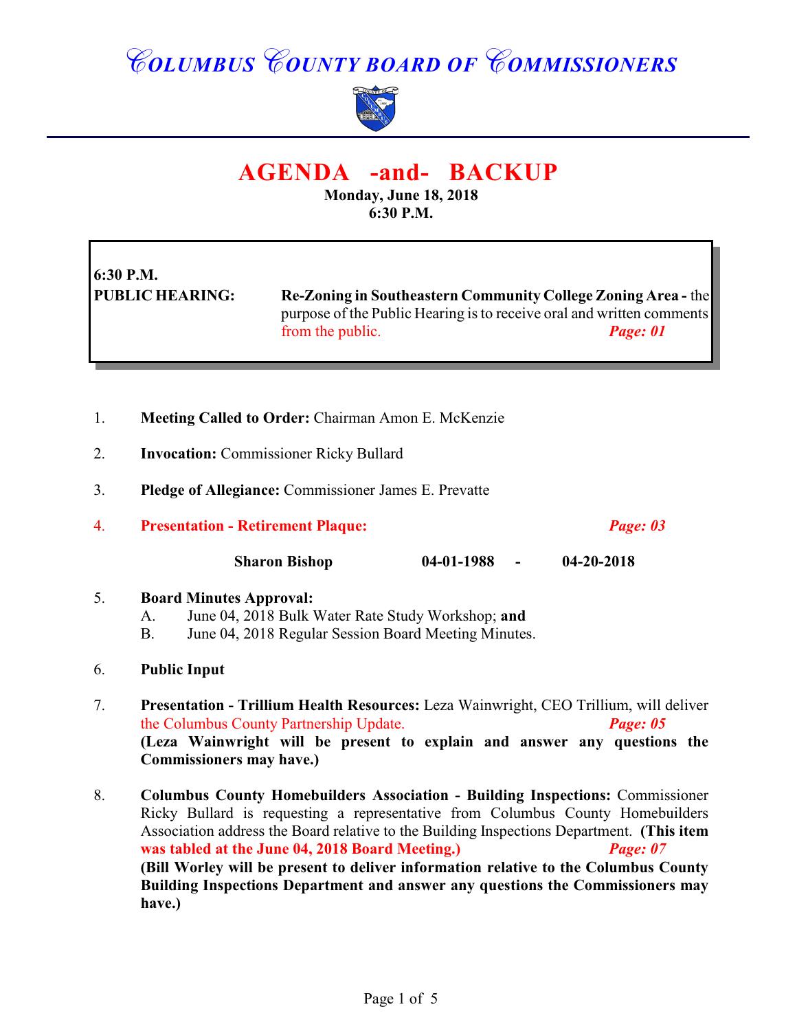# COLUMBUS COUNTY BOARD OF COMMISSIONERS

## AGENDA -and- BACKUP

**Monday, June 18, 2018**
**6:30 P.M.**

**6:30 P.M.**
**PUBLIC HEARING:** **Re-Zoning in Southeastern Community College Zoning Area -** the purpose of the Public Hearing is to receive oral and written comments from the public. ***Page: 01***

1. **Meeting Called to Order:** Chairman Amon E. McKenzie

2. **Invocation:** Commissioner Ricky Bullard

3. **Pledge of Allegiance:** Commissioner James E. Prevatte

4. **Presentation - Retirement Plaque:** ***Page: 03***

   **Sharon Bishop** **04-01-1988 - 04-20-2018**

5. **Board Minutes Approval:**
   A. June 04, 2018 Bulk Water Rate Study Workshop; **and**
   B. June 04, 2018 Regular Session Board Meeting Minutes.

6. **Public Input**

7. **Presentation - Trillium Health Resources:** Leza Wainwright, CEO Trillium, will deliver the Columbus County Partnership Update. ***Page: 05***
   **(Leza Wainwright will be present to explain and answer any questions the Commissioners may have.)**

8. **Columbus County Homebuilders Association - Building Inspections:** Commissioner Ricky Bullard is requesting a representative from Columbus County Homebuilders Association address the Board relative to the Building Inspections Department. **(This item was tabled at the June 04, 2018 Board Meeting.)** ***Page: 07***
   **(Bill Worley will be present to deliver information relative to the Columbus County Building Inspections Department and answer any questions the Commissioners may have.)**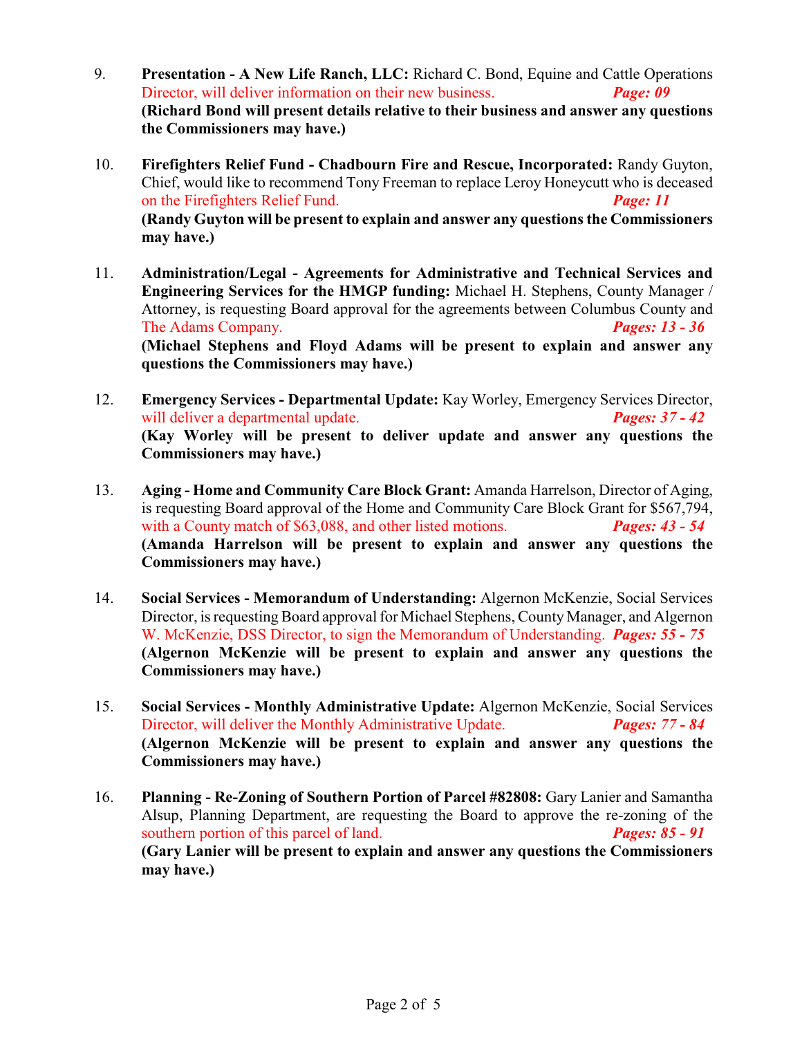9. **Presentation - A New Life Ranch, LLC:** Richard C. Bond, Equine and Cattle Operations Director, will deliver information on their new business. ***Page: 09***
**(Richard Bond will present details relative to their business and answer any questions the Commissioners may have.)**

10. **Firefighters Relief Fund - Chadbourn Fire and Rescue, Incorporated:** Randy Guyton, Chief, would like to recommend Tony Freeman to replace Leroy Honeycutt who is deceased on the Firefighters Relief Fund. ***Page: 11***
**(Randy Guyton will be present to explain and answer any questions the Commissioners may have.)**

11. **Administration/Legal - Agreements for Administrative and Technical Services and Engineering Services for the HMGP funding:** Michael H. Stephens, County Manager / Attorney, is requesting Board approval for the agreements between Columbus County and The Adams Company. ***Pages: 13 - 36***
**(Michael Stephens and Floyd Adams will be present to explain and answer any questions the Commissioners may have.)**

12. **Emergency Services - Departmental Update:** Kay Worley, Emergency Services Director, will deliver a departmental update. ***Pages: 37 - 42***
**(Kay Worley will be present to deliver update and answer any questions the Commissioners may have.)**

13. **Aging - Home and Community Care Block Grant:** Amanda Harrelson, Director of Aging, is requesting Board approval of the Home and Community Care Block Grant for $567,794, with a County match of $63,088, and other listed motions. ***Pages: 43 - 54***
**(Amanda Harrelson will be present to explain and answer any questions the Commissioners may have.)**

14. **Social Services - Memorandum of Understanding:** Algernon McKenzie, Social Services Director, is requesting Board approval for Michael Stephens, County Manager, and Algernon W. McKenzie, DSS Director, to sign the Memorandum of Understanding. ***Pages: 55 - 75***
**(Algernon McKenzie will be present to explain and answer any questions the Commissioners may have.)**

15. **Social Services - Monthly Administrative Update:** Algernon McKenzie, Social Services Director, will deliver the Monthly Administrative Update. ***Pages: 77 - 84***
**(Algernon McKenzie will be present to explain and answer any questions the Commissioners may have.)**

16. **Planning - Re-Zoning of Southern Portion of Parcel #82808:** Gary Lanier and Samantha Alsup, Planning Department, are requesting the Board to approve the re-zoning of the southern portion of this parcel of land. ***Pages: 85 - 91***
**(Gary Lanier will be present to explain and answer any questions the Commissioners may have.)**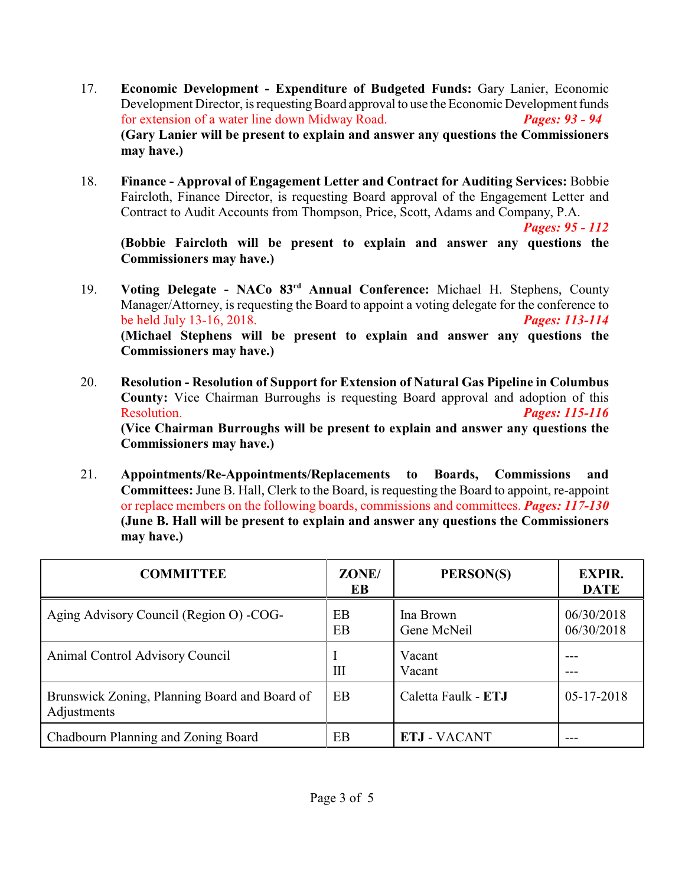17. **Economic Development - Expenditure of Budgeted Funds:** Gary Lanier, Economic Development Director, is requesting Board approval to use the Economic Development funds for extension of a water line down Midway Road. ***Pages: 93 - 94***
**(Gary Lanier will be present to explain and answer any questions the Commissioners may have.)**

18. **Finance - Approval of Engagement Letter and Contract for Auditing Services:** Bobbie Faircloth, Finance Director, is requesting Board approval of the Engagement Letter and Contract to Audit Accounts from Thompson, Price, Scott, Adams and Company, P.A. ***Pages: 95 - 112***
**(Bobbie Faircloth will be present to explain and answer any questions the Commissioners may have.)**

19. **Voting Delegate - NACo 83rd Annual Conference:** Michael H. Stephens, County Manager/Attorney, is requesting the Board to appoint a voting delegate for the conference to be held July 13-16, 2018. ***Pages: 113-114***
**(Michael Stephens will be present to explain and answer any questions the Commissioners may have.)**

20. **Resolution - Resolution of Support for Extension of Natural Gas Pipeline in Columbus County:** Vice Chairman Burroughs is requesting Board approval and adoption of this Resolution. ***Pages: 115-116***
**(Vice Chairman Burroughs will be present to explain and answer any questions the Commissioners may have.)**

21. **Appointments/Re-Appointments/Replacements to Boards, Commissions and Committees:** June B. Hall, Clerk to the Board, is requesting the Board to appoint, re-appoint or replace members on the following boards, commissions and committees. ***Pages: 117-130***
**(June B. Hall will be present to explain and answer any questions the Commissioners may have.)**

| COMMITTEE | ZONE/ EB | PERSON(S) | EXPIR. DATE |
|---|---|---|---|
| Aging Advisory Council (Region O) -COG- | EB<br>EB | Ina Brown<br>Gene McNeil | 06/30/2018<br>06/30/2018 |
| Animal Control Advisory Council | I<br>III | Vacant<br>Vacant | ---<br>--- |
| Brunswick Zoning, Planning Board and Board of Adjustments | EB | Caletta Faulk - **ETJ** | 05-17-2018 |
| Chadbourn Planning and Zoning Board | EB | **ETJ** - VACANT | --- |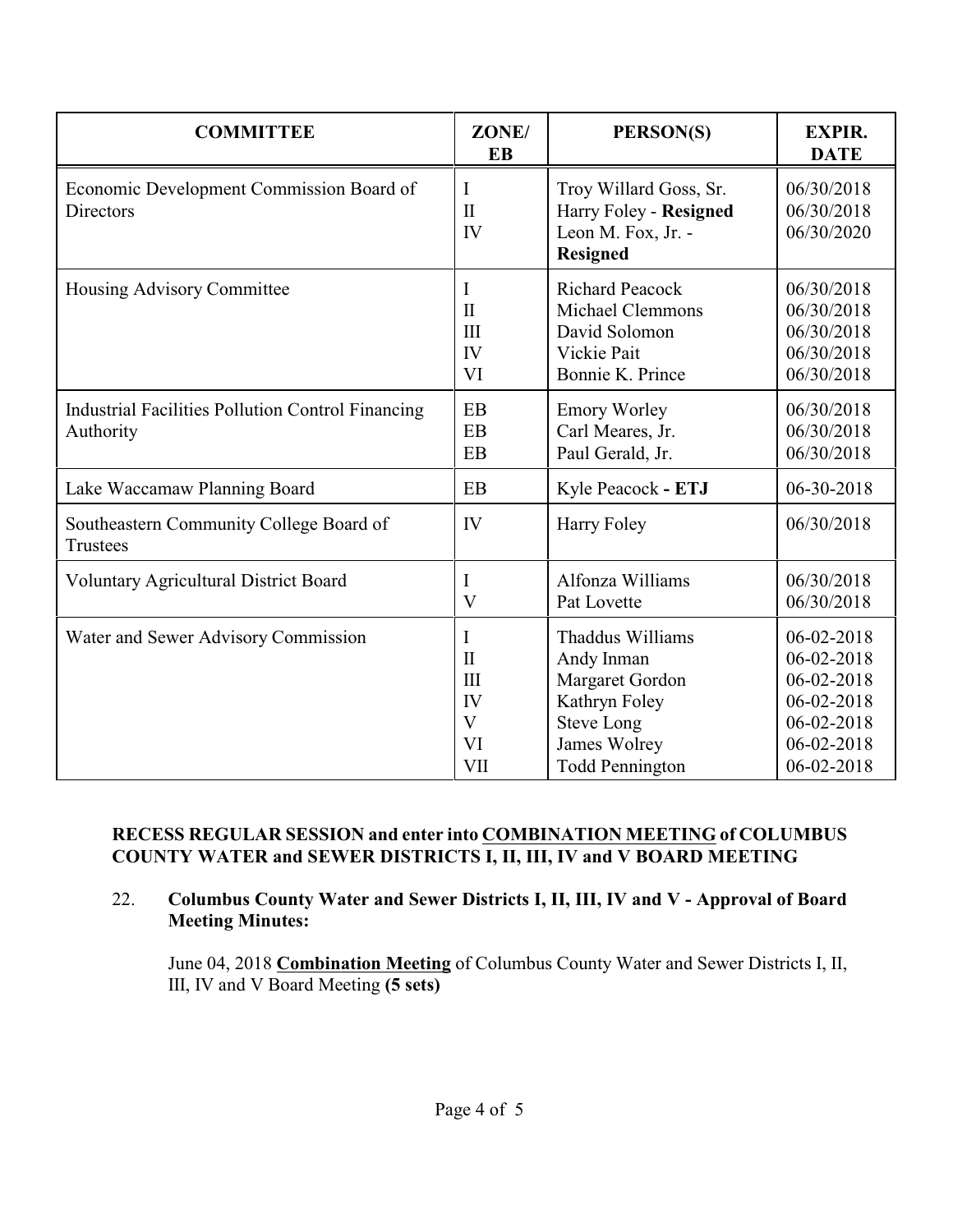| COMMITTEE | ZONE/ EB | PERSON(S) | EXPIR. DATE |
|---|---|---|---|
| Economic Development Commission Board of Directors | I<br>II<br>IV | Troy Willard Goss, Sr.<br>Harry Foley - **Resigned**<br>Leon M. Fox, Jr. - **Resigned** | 06/30/2018<br>06/30/2018<br>06/30/2020 |
| Housing Advisory Committee | I<br>II<br>III<br>IV<br>VI | Richard Peacock<br>Michael Clemmons<br>David Solomon<br>Vickie Pait<br>Bonnie K. Prince | 06/30/2018<br>06/30/2018<br>06/30/2018<br>06/30/2018<br>06/30/2018 |
| Industrial Facilities Pollution Control Financing Authority | EB<br>EB<br>EB | Emory Worley<br>Carl Meares, Jr.<br>Paul Gerald, Jr. | 06/30/2018<br>06/30/2018<br>06/30/2018 |
| Lake Waccamaw Planning Board | EB | Kyle Peacock **- ETJ** | 06-30-2018 |
| Southeastern Community College Board of Trustees | IV | Harry Foley | 06/30/2018 |
| Voluntary Agricultural District Board | I<br>V | Alfonza Williams<br>Pat Lovette | 06/30/2018<br>06/30/2018 |
| Water and Sewer Advisory Commission | I<br>II<br>III<br>IV<br>V<br>VI<br>VII | Thaddus Williams<br>Andy Inman<br>Margaret Gordon<br>Kathryn Foley<br>Steve Long<br>James Wolrey<br>Todd Pennington | 06-02-2018<br>06-02-2018<br>06-02-2018<br>06-02-2018<br>06-02-2018<br>06-02-2018<br>06-02-2018 |

**RECESS REGULAR SESSION and enter into <u>COMBINATION MEETING</u> of COLUMBUS COUNTY WATER and SEWER DISTRICTS I, II, III, IV and V BOARD MEETING**

22. **Columbus County Water and Sewer Districts I, II, III, IV and V - Approval of Board Meeting Minutes:**

    June 04, 2018 **<u>Combination Meeting</u>** of Columbus County Water and Sewer Districts I, II, III, IV and V Board Meeting **(5 sets)**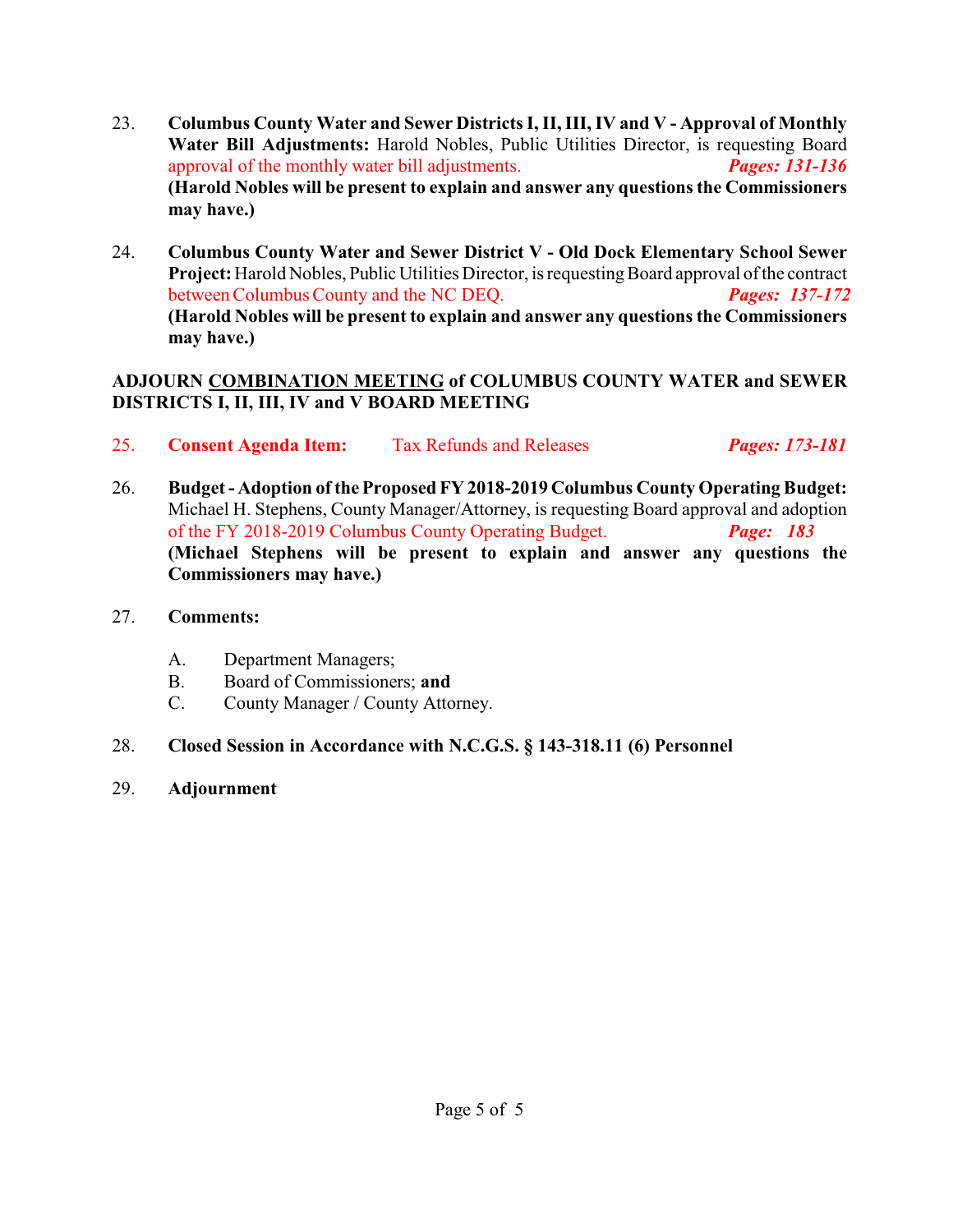23. **Columbus County Water and Sewer Districts I, II, III, IV and V - Approval of Monthly Water Bill Adjustments:** Harold Nobles, Public Utilities Director, is requesting Board approval of the monthly water bill adjustments. ***Pages: 131-136***
**(Harold Nobles will be present to explain and answer any questions the Commissioners may have.)**

24. **Columbus County Water and Sewer District V - Old Dock Elementary School Sewer Project:** Harold Nobles, Public Utilities Director, is requesting Board approval of the contract between Columbus County and the NC DEQ. ***Pages: 137-172***
**(Harold Nobles will be present to explain and answer any questions the Commissioners may have.)**

**ADJOURN <u>COMBINATION MEETING</u> of COLUMBUS COUNTY WATER and SEWER DISTRICTS I, II, III, IV and V BOARD MEETING**

25. **Consent Agenda Item:** Tax Refunds and Releases ***Pages: 173-181***

26. **Budget - Adoption of the Proposed FY 2018-2019 Columbus County Operating Budget:** Michael H. Stephens, County Manager/Attorney, is requesting Board approval and adoption of the FY 2018-2019 Columbus County Operating Budget. ***Page: 183***
**(Michael Stephens will be present to explain and answer any questions the Commissioners may have.)**

27. **Comments:**

    A. Department Managers;
    B. Board of Commissioners; **and**
    C. County Manager / County Attorney.

28. **Closed Session in Accordance with N.C.G.S. § 143-318.11 (6) Personnel**

29. **Adjournment**